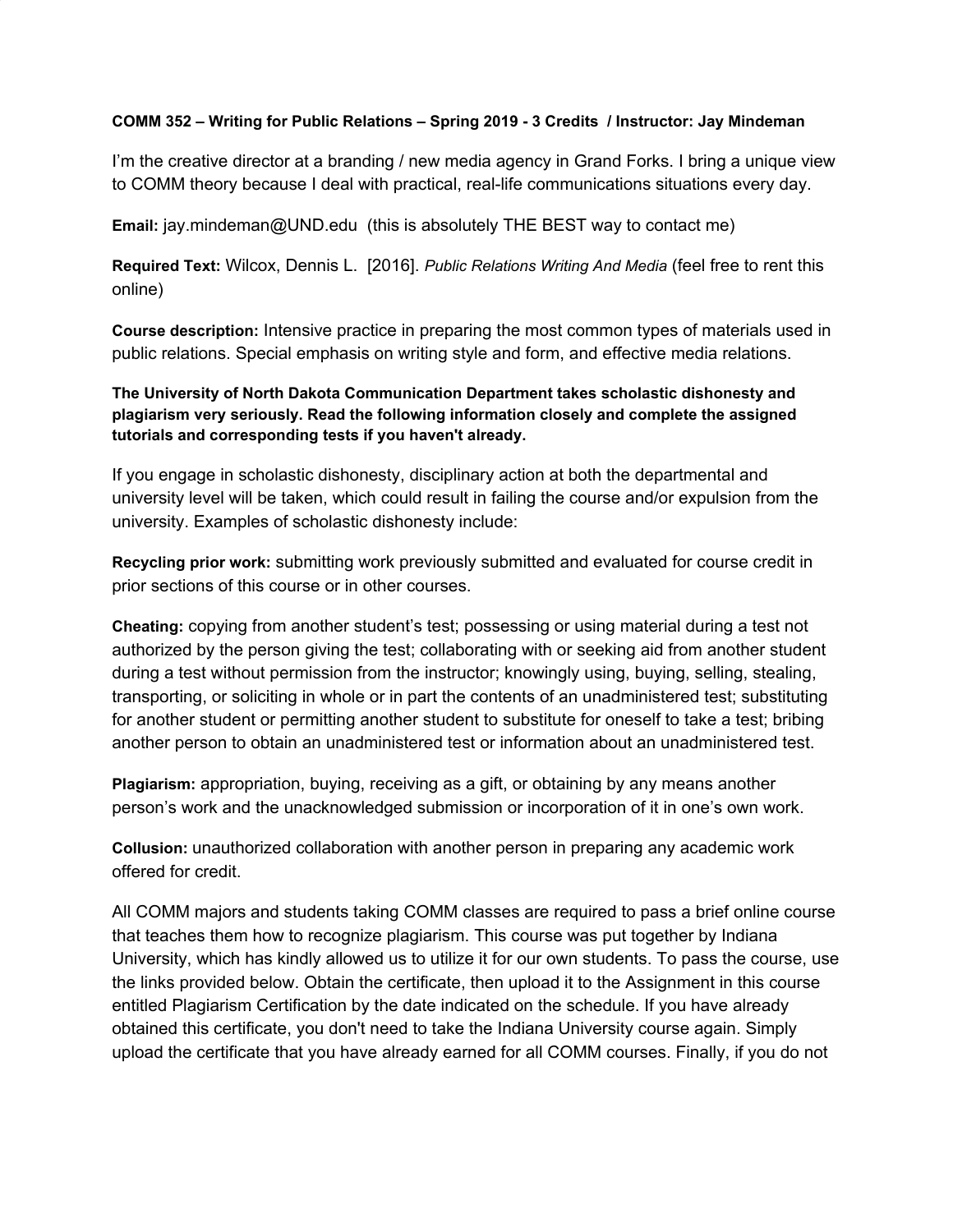**COMM 352 – Writing for Public Relations – Spring 2019 - 3 Credits / Instructor: Jay Mindeman**

I'm the creative director at a branding / new media agency in Grand Forks. I bring a unique view to COMM theory because I deal with practical, real-life communications situations every day.

**Email:** jay.mindeman@UND.edu (this is absolutely THE BEST way to contact me)

**Required Text:** Wilcox, Dennis L. [2016]. *Public Relations Writing And Media* (feel free to rent this online)

**Course description:** Intensive practice in preparing the most common types of materials used in public relations. Special emphasis on writing style and form, and effective media relations.

**The University of North Dakota Communication Department takes scholastic dishonesty and plagiarism very seriously. Read the following information closely and complete the assigned tutorials and corresponding tests if you haven't already.**

If you engage in scholastic dishonesty, disciplinary action at both the departmental and university level will be taken, which could result in failing the course and/or expulsion from the university. Examples of scholastic dishonesty include:

**Recycling prior work:** submitting work previously submitted and evaluated for course credit in prior sections of this course or in other courses.

**Cheating:** copying from another student's test; possessing or using material during a test not authorized by the person giving the test; collaborating with or seeking aid from another student during a test without permission from the instructor; knowingly using, buying, selling, stealing, transporting, or soliciting in whole or in part the contents of an unadministered test; substituting for another student or permitting another student to substitute for oneself to take a test; bribing another person to obtain an unadministered test or information about an unadministered test.

**Plagiarism:** appropriation, buying, receiving as a gift, or obtaining by any means another person's work and the unacknowledged submission or incorporation of it in one's own work.

**Collusion:** unauthorized collaboration with another person in preparing any academic work offered for credit.

All COMM majors and students taking COMM classes are required to pass a brief online course that teaches them how to recognize plagiarism. This course was put together by Indiana University, which has kindly allowed us to utilize it for our own students. To pass the course, use the links provided below. Obtain the certificate, then upload it to the Assignment in this course entitled Plagiarism Certification by the date indicated on the schedule. If you have already obtained this certificate, you don't need to take the Indiana University course again. Simply upload the certificate that you have already earned for all COMM courses. Finally, if you do not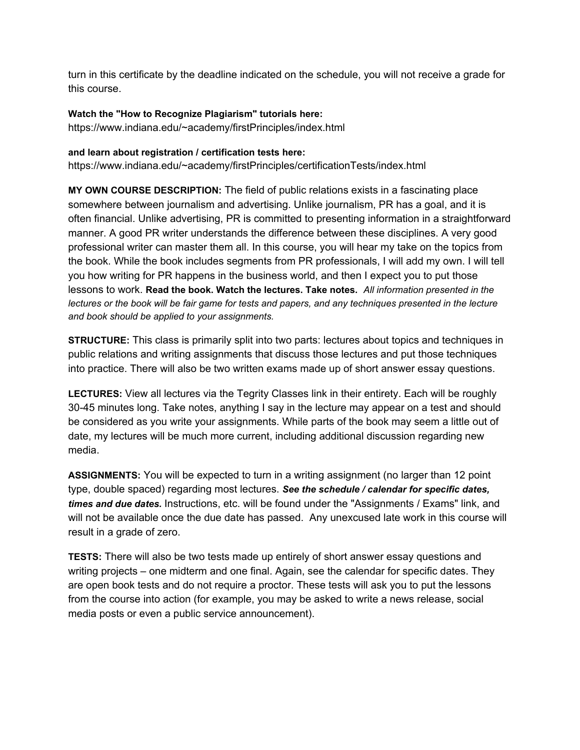turn in this certificate by the deadline indicated on the schedule, you will not receive a grade for this course.

**Watch the "How to Recognize Plagiarism" tutorials here:**
https://www.indiana.edu/~academy/firstPrinciples/index.html

**and learn about registration / certification tests here:**
https://www.indiana.edu/~academy/firstPrinciples/certificationTests/index.html

**MY OWN COURSE DESCRIPTION:** The field of public relations exists in a fascinating place somewhere between journalism and advertising. Unlike journalism, PR has a goal, and it is often financial. Unlike advertising, PR is committed to presenting information in a straightforward manner. A good PR writer understands the difference between these disciplines. A very good professional writer can master them all. In this course, you will hear my take on the topics from the book. While the book includes segments from PR professionals, I will add my own. I will tell you how writing for PR happens in the business world, and then I expect you to put those lessons to work. **Read the book. Watch the lectures. Take notes.** *All information presented in the lectures or the book will be fair game for tests and papers, and any techniques presented in the lecture and book should be applied to your assignments.*

**STRUCTURE:** This class is primarily split into two parts: lectures about topics and techniques in public relations and writing assignments that discuss those lectures and put those techniques into practice. There will also be two written exams made up of short answer essay questions.

**LECTURES:** View all lectures via the Tegrity Classes link in their entirety. Each will be roughly 30-45 minutes long. Take notes, anything I say in the lecture may appear on a test and should be considered as you write your assignments. While parts of the book may seem a little out of date, my lectures will be much more current, including additional discussion regarding new media.

**ASSIGNMENTS:** You will be expected to turn in a writing assignment (no larger than 12 point type, double spaced) regarding most lectures. ***See the schedule / calendar for specific dates, times and due dates.*** Instructions, etc. will be found under the "Assignments / Exams" link, and will not be available once the due date has passed. Any unexcused late work in this course will result in a grade of zero.

**TESTS:** There will also be two tests made up entirely of short answer essay questions and writing projects – one midterm and one final. Again, see the calendar for specific dates. They are open book tests and do not require a proctor. These tests will ask you to put the lessons from the course into action (for example, you may be asked to write a news release, social media posts or even a public service announcement).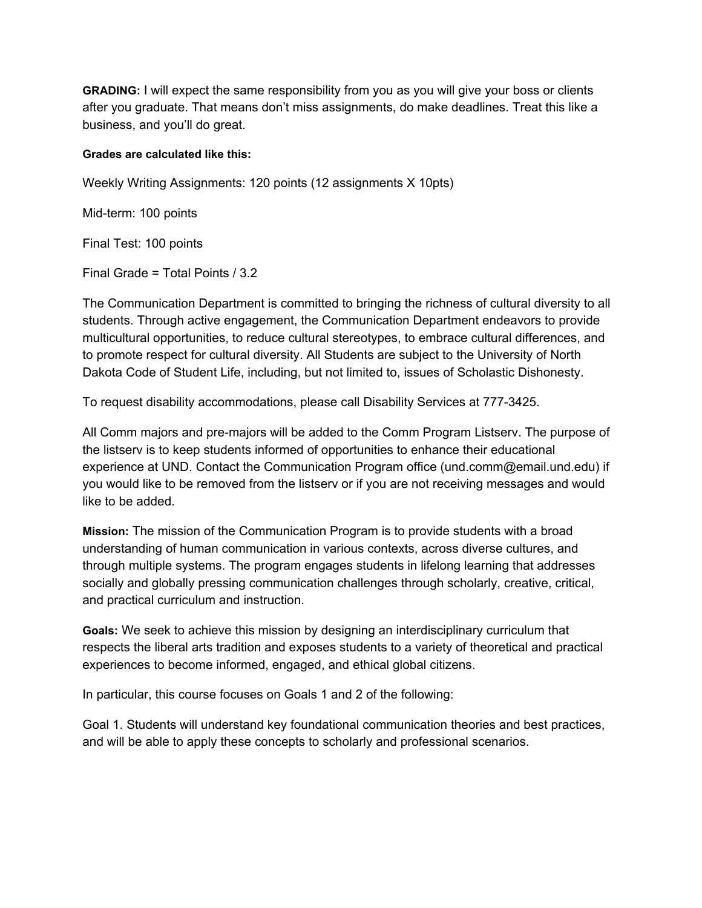**GRADING:** I will expect the same responsibility from you as you will give your boss or clients after you graduate. That means don't miss assignments, do make deadlines. Treat this like a business, and you'll do great.

**Grades are calculated like this:**

Weekly Writing Assignments: 120 points (12 assignments X 10pts)

Mid-term: 100 points

Final Test: 100 points

Final Grade = Total Points / 3.2

The Communication Department is committed to bringing the richness of cultural diversity to all students. Through active engagement, the Communication Department endeavors to provide multicultural opportunities, to reduce cultural stereotypes, to embrace cultural differences, and to promote respect for cultural diversity. All Students are subject to the University of North Dakota Code of Student Life, including, but not limited to, issues of Scholastic Dishonesty.

To request disability accommodations, please call Disability Services at 777-3425.

All Comm majors and pre-majors will be added to the Comm Program Listserv. The purpose of the listserv is to keep students informed of opportunities to enhance their educational experience at UND. Contact the Communication Program office (und.comm@email.und.edu) if you would like to be removed from the listserv or if you are not receiving messages and would like to be added.

**Mission:** The mission of the Communication Program is to provide students with a broad understanding of human communication in various contexts, across diverse cultures, and through multiple systems. The program engages students in lifelong learning that addresses socially and globally pressing communication challenges through scholarly, creative, critical, and practical curriculum and instruction.

**Goals:** We seek to achieve this mission by designing an interdisciplinary curriculum that respects the liberal arts tradition and exposes students to a variety of theoretical and practical experiences to become informed, engaged, and ethical global citizens.

In particular, this course focuses on Goals 1 and 2 of the following:

Goal 1. Students will understand key foundational communication theories and best practices, and will be able to apply these concepts to scholarly and professional scenarios.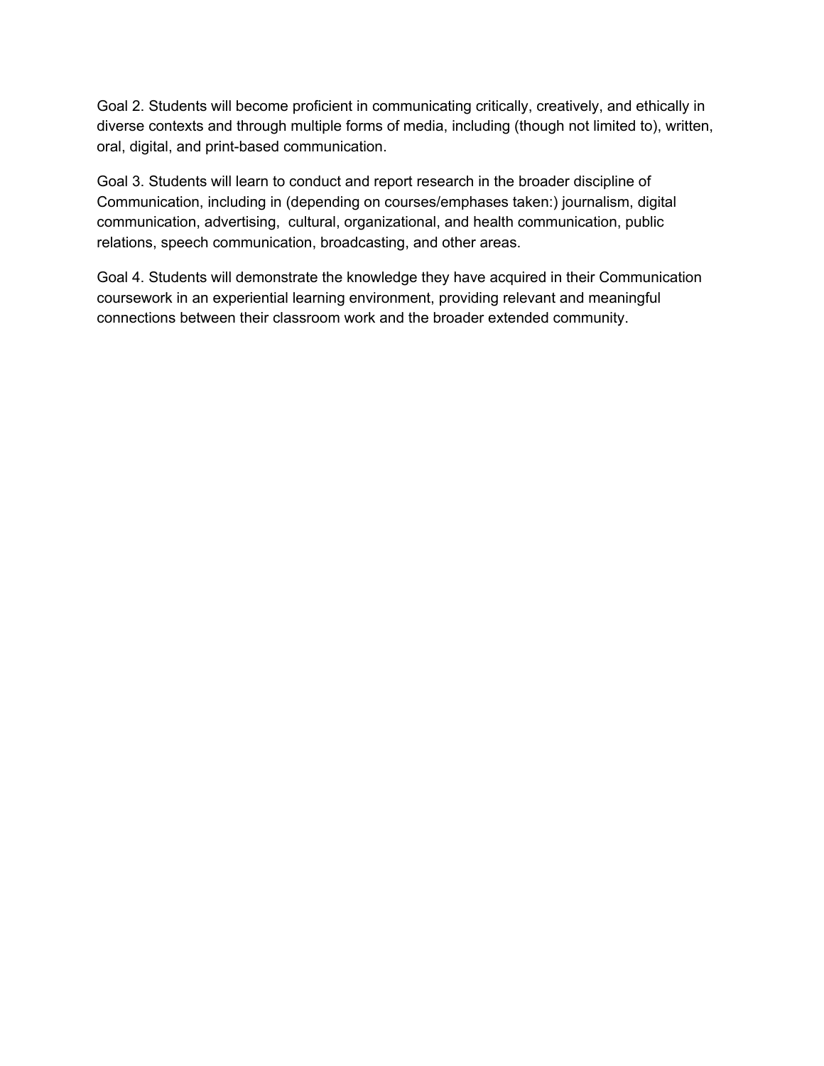Goal 2. Students will become proficient in communicating critically, creatively, and ethically in diverse contexts and through multiple forms of media, including (though not limited to), written, oral, digital, and print-based communication.

Goal 3. Students will learn to conduct and report research in the broader discipline of Communication, including in (depending on courses/emphases taken:) journalism, digital communication, advertising,  cultural, organizational, and health communication, public relations, speech communication, broadcasting, and other areas.

Goal 4. Students will demonstrate the knowledge they have acquired in their Communication coursework in an experiential learning environment, providing relevant and meaningful connections between their classroom work and the broader extended community.